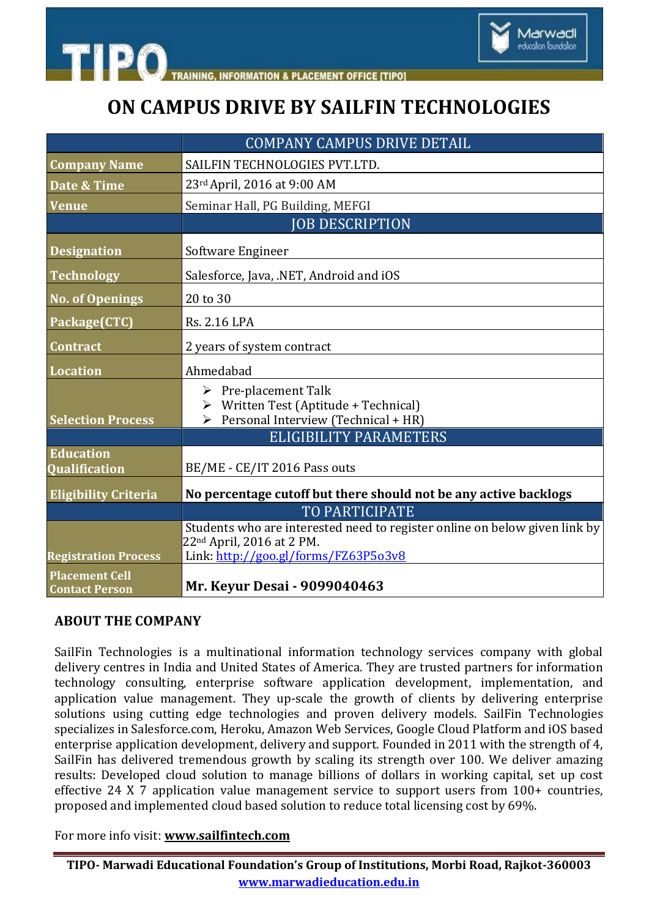# ON CAMPUS DRIVE BY SAILFIN TECHNOLOGIES

| | COMPANY CAMPUS DRIVE DETAIL |
|---|---|
| **Company Name** | SAILFIN TECHNOLOGIES PVT.LTD. |
| **Date & Time** | 23rd April, 2016 at 9:00 AM |
| **Venue** | Seminar Hall, PG Building, MEFGI |
| | JOB DESCRIPTION |
| **Designation** | Software Engineer |
| **Technology** | Salesforce, Java, .NET, Android and iOS |
| **No. of Openings** | 20 to 30 |
| **Package(CTC)** | Rs. 2.16 LPA |
| **Contract** | 2 years of system contract |
| **Location** | Ahmedabad |
| **Selection Process** | ➢ Pre-placement Talk<br>➢ Written Test (Aptitude + Technical)<br>➢ Personal Interview (Technical + HR) |
| | ELIGIBILITY PARAMETERS |
| **Education Qualification** | BE/ME - CE/IT 2016 Pass outs |
| **Eligibility Criteria** | **No percentage cutoff but there should not be any active backlogs** |
| | TO PARTICIPATE |
| **Registration Process** | Students who are interested need to register online on below given link by 22nd April, 2016 at 2 PM.<br>Link: http://goo.gl/forms/FZ63P5o3v8 |
| **Placement Cell Contact Person** | **Mr. Keyur Desai - 9099040463** |

## ABOUT THE COMPANY

SailFin Technologies is a multinational information technology services company with global delivery centres in India and United States of America. They are trusted partners for information technology consulting, enterprise software application development, implementation, and application value management. They up-scale the growth of clients by delivering enterprise solutions using cutting edge technologies and proven delivery models. SailFin Technologies specializes in Salesforce.com, Heroku, Amazon Web Services, Google Cloud Platform and iOS based enterprise application development, delivery and support. Founded in 2011 with the strength of 4, SailFin has delivered tremendous growth by scaling its strength over 100. We deliver amazing results: Developed cloud solution to manage billions of dollars in working capital, set up cost effective 24 X 7 application value management service to support users from 100+ countries, proposed and implemented cloud based solution to reduce total licensing cost by 69%.

For more info visit: **www.sailfintech.com**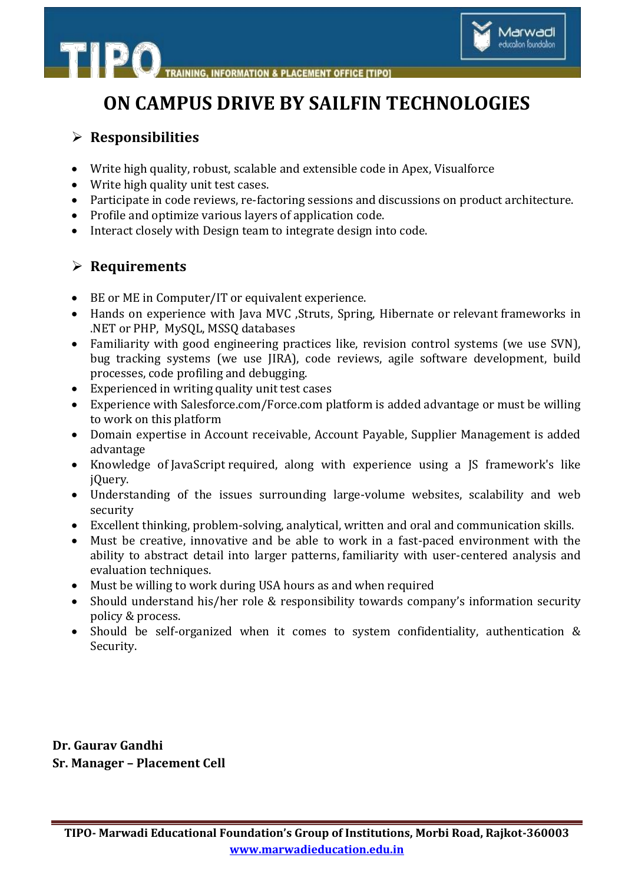# ON CAMPUS DRIVE BY SAILFIN TECHNOLOGIES

## Responsibilities

- Write high quality, robust, scalable and extensible code in Apex, Visualforce
- Write high quality unit test cases.
- Participate in code reviews, re-factoring sessions and discussions on product architecture.
- Profile and optimize various layers of application code.
- Interact closely with Design team to integrate design into code.

## Requirements

- BE or ME in Computer/IT or equivalent experience.
- Hands on experience with Java MVC ,Struts, Spring, Hibernate or relevant frameworks in .NET or PHP, MySQL, MSSQ databases
- Familiarity with good engineering practices like, revision control systems (we use SVN), bug tracking systems (we use JIRA), code reviews, agile software development, build processes, code profiling and debugging.
- Experienced in writing quality unit test cases
- Experience with Salesforce.com/Force.com platform is added advantage or must be willing to work on this platform
- Domain expertise in Account receivable, Account Payable, Supplier Management is added advantage
- Knowledge of JavaScript required, along with experience using a JS framework's like jQuery.
- Understanding of the issues surrounding large-volume websites, scalability and web security
- Excellent thinking, problem-solving, analytical, written and oral and communication skills.
- Must be creative, innovative and be able to work in a fast-paced environment with the ability to abstract detail into larger patterns, familiarity with user-centered analysis and evaluation techniques.
- Must be willing to work during USA hours as and when required
- Should understand his/her role & responsibility towards company's information security policy & process.
- Should be self-organized when it comes to system confidentiality, authentication & Security.

**Dr. Gaurav Gandhi**
**Sr. Manager – Placement Cell**